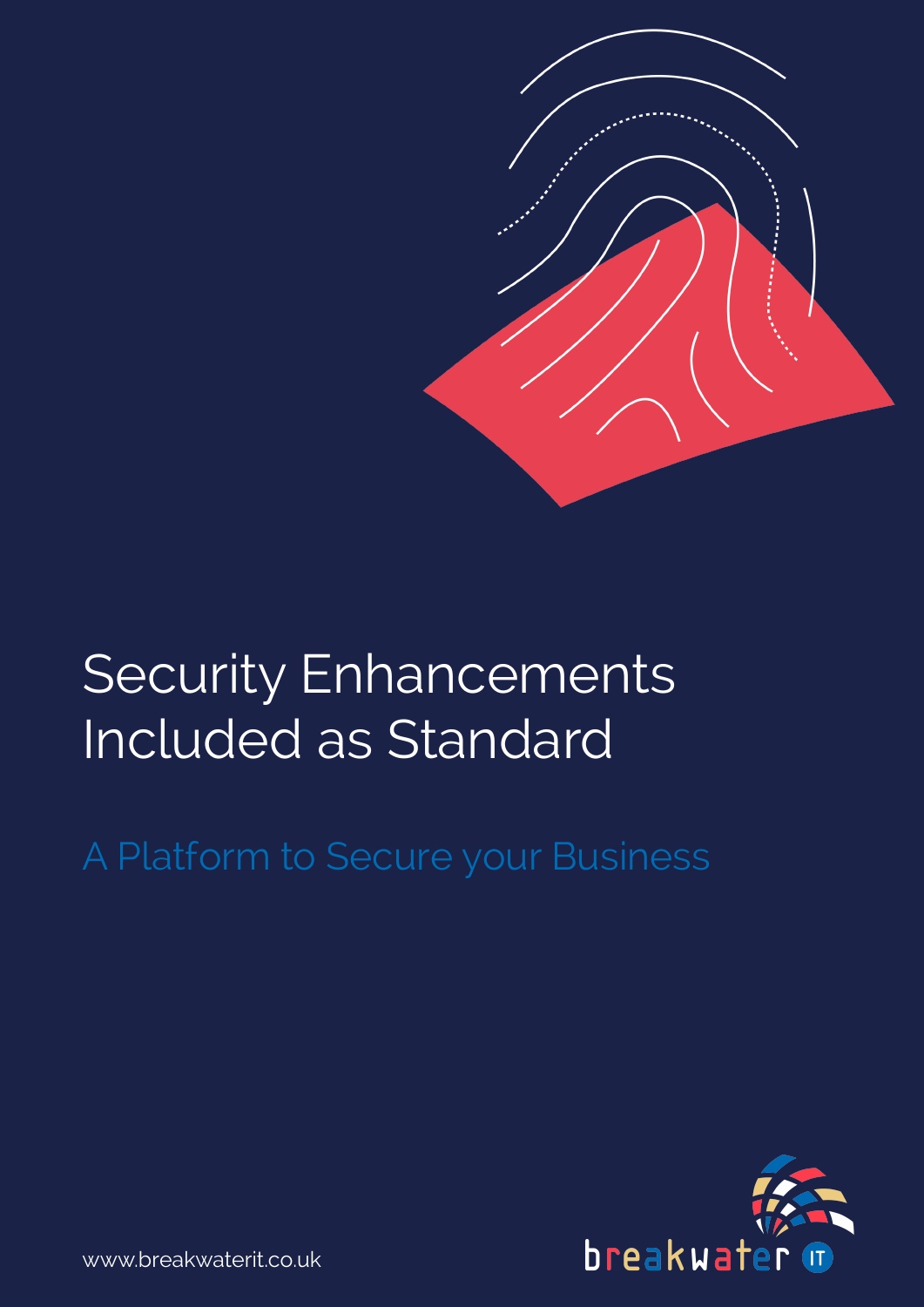# Security Enhancements Included as Standard

## A Platform to Secure your Business

www.breakwaterit.co.uk

breakwater IT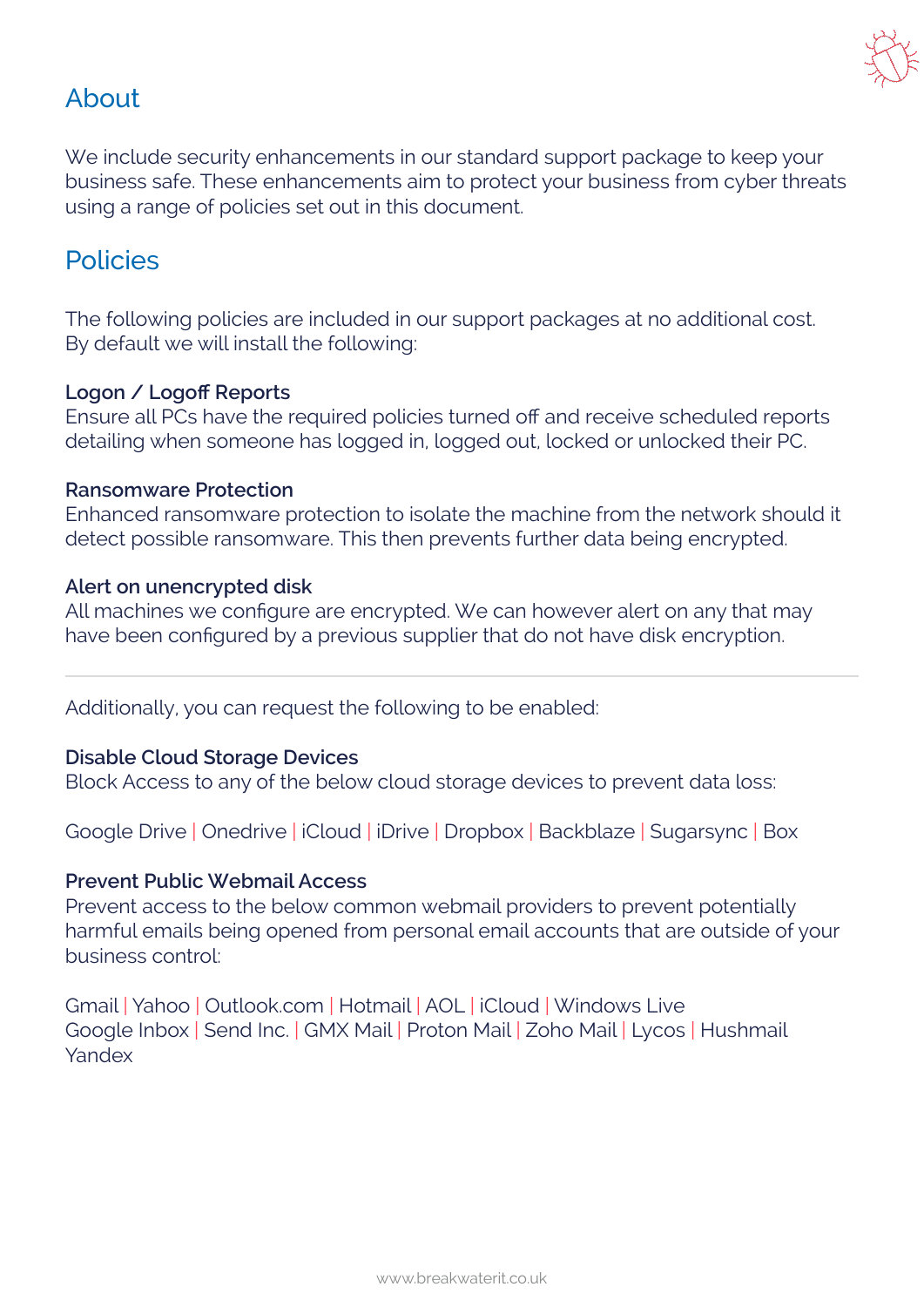## About

We include security enhancements in our standard support package to keep your business safe. These enhancements aim to protect your business from cyber threats using a range of policies set out in this document.

## Policies

The following policies are included in our support packages at no additional cost. By default we will install the following:

**Logon / Logoff Reports**
Ensure all PCs have the required policies turned off and receive scheduled reports detailing when someone has logged in, logged out, locked or unlocked their PC.

**Ransomware Protection**
Enhanced ransomware protection to isolate the machine from the network should it detect possible ransomware. This then prevents further data being encrypted.

**Alert on unencrypted disk**
All machines we configure are encrypted. We can however alert on any that may have been configured by a previous supplier that do not have disk encryption.

---

Additionally, you can request the following to be enabled:

**Disable Cloud Storage Devices**
Block Access to any of the below cloud storage devices to prevent data loss:

Google Drive | Onedrive | iCloud | iDrive | Dropbox | Backblaze | Sugarsync | Box

**Prevent Public Webmail Access**
Prevent access to the below common webmail providers to prevent potentially harmful emails being opened from personal email accounts that are outside of your business control:

Gmail | Yahoo | Outlook.com | Hotmail | AOL | iCloud | Windows Live
Google Inbox | Send Inc. | GMX Mail | Proton Mail | Zoho Mail | Lycos | Hushmail
Yandex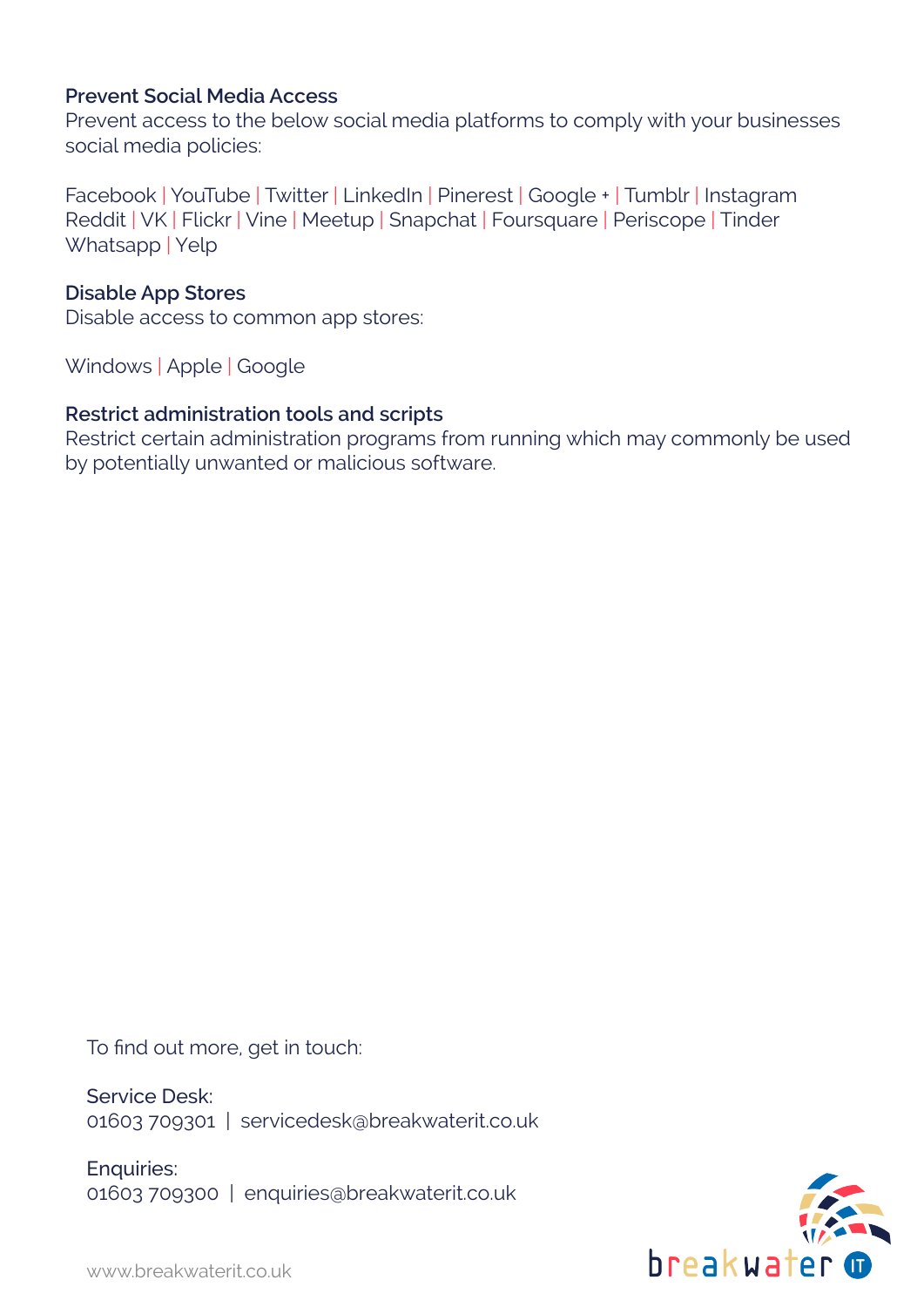### Prevent Social Media Access

Prevent access to the below social media platforms to comply with your businesses social media policies:

Facebook | YouTube | Twitter | LinkedIn | Pinerest | Google + | Tumblr | Instagram
Reddit | VK | Flickr | Vine | Meetup | Snapchat | Foursquare | Periscope | Tinder
Whatsapp | Yelp

### Disable App Stores

Disable access to common app stores:

Windows | Apple | Google

### Restrict administration tools and scripts

Restrict certain administration programs from running which may commonly be used by potentially unwanted or malicious software.

To find out more, get in touch:

Service Desk:
01603 709301 | servicedesk@breakwaterit.co.uk

Enquiries:
01603 709300 | enquiries@breakwaterit.co.uk

www.breakwaterit.co.uk

breakwater IT